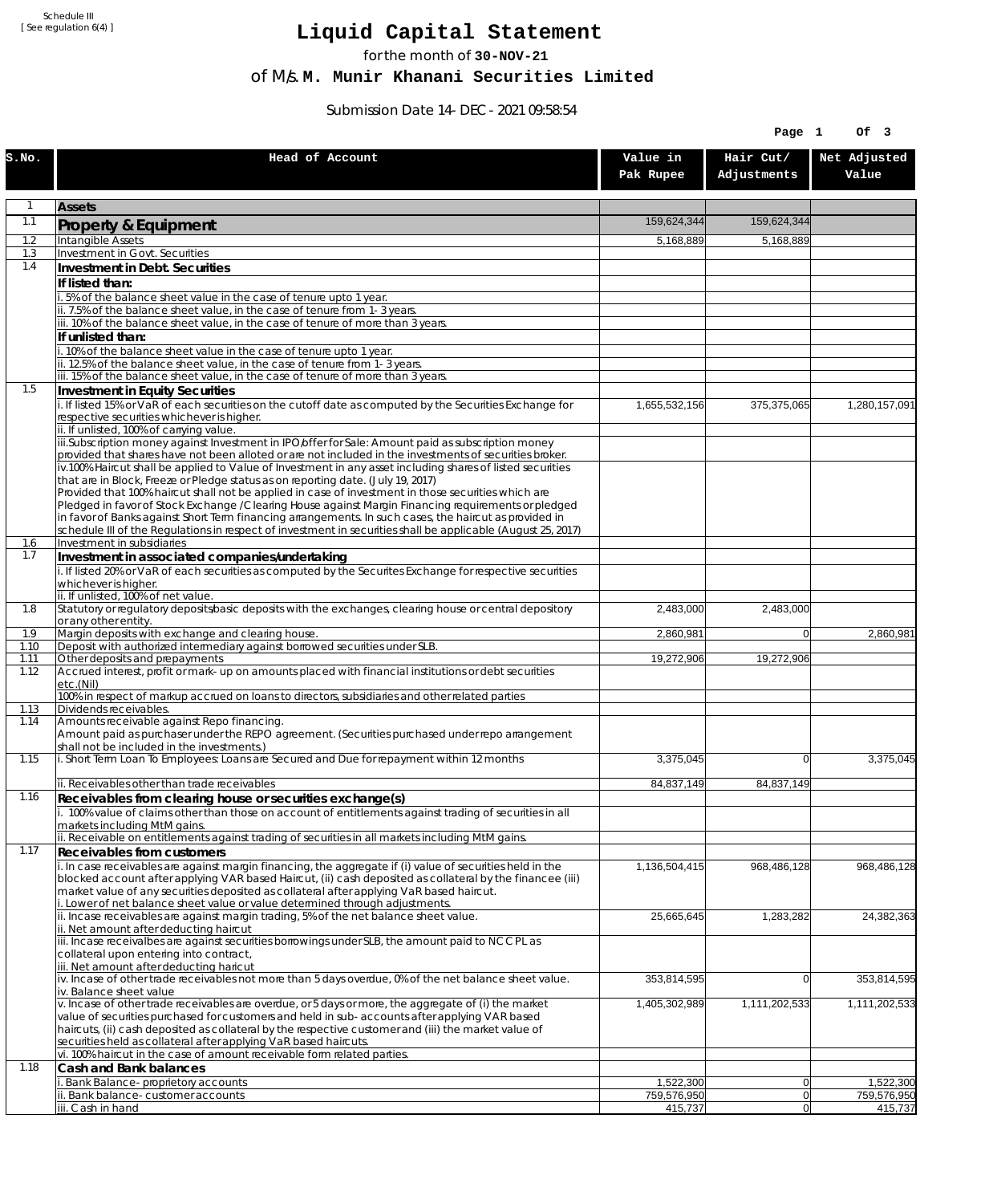Schedule III
[ See regulation 6(4) ]

# Liquid Capital Statement

for the month of **30-NOV-21**

of M/s. **M. Munir Khanani Securities Limited**

Submission Date 14-DEC-2021 09:58:54

| S.No. | Head of Account | Value in Pak Rupee | Hair Cut/ Adjustments | Net Adjusted Value |
|---|---|---|---|---|
| 1 | **Assets** | | | |
| 1.1 | **Property & Equipment** | 159,624,344 | 159,624,344 | |
| 1.2 | Intangible Assets | 5,168,889 | 5,168,889 | |
| 1.3 | Investment in Govt. Securities | | | |
| 1.4 | **Investment in Debt. Securities** | | | |
| | **If listed than:** | | | |
| | i. 5% of the balance sheet value in the case of tenure upto 1 year. | | | |
| | ii. 7.5% of the balance sheet value, in the case of tenure from 1-3 years. | | | |
| | iii. 10% of the balance sheet value, in the case of tenure of more than 3 years. | | | |
| | **If unlisted than:** | | | |
| | i. 10% of the balance sheet value in the case of tenure upto 1 year. | | | |
| | ii. 12.5% of the balance sheet value, in the case of tenure from 1-3 years. | | | |
| | iii. 15% of the balance sheet value, in the case of tenure of more than 3 years. | | | |
| 1.5 | **Investment in Equity Securities** | | | |
| | i. If listed 15% or VaR of each securities on the cutoff date as computed by the Securities Exchange for respective securities whichever is higher. | 1,655,532,156 | 375,375,065 | 1,280,157,091 |
| | ii. If unlisted, 100% of carrying value. | | | |
| | iii.Subscription money against Investment in IPO/offer for Sale: Amount paid as subscription money provided that shares have not been alloted or are not included in the investments of securities broker. | | | |
| | iv.100% Haircut shall be applied to Value of Investment in any asset including shares of listed securities that are in Block, Freeze or Pledge status as on reporting date. (July 19, 2017) Provided that 100% haircut shall not be applied in case of investment in those securities which are Pledged in favor of Stock Exchange / Clearing House against Margin Financing requirements or pledged in favor of Banks against Short Term financing arrangements. In such cases, the haircut as provided in schedule III of the Regulations in respect of investment in securities shall be applicable (August 25, 2017) | | | |
| 1.6 | Investment in subsidiaries | | | |
| 1.7 | **Investment in associated companies/undertaking** | | | |
| | i. If listed 20% or VaR of each securities as computed by the Securites Exchange for respective securities whichever is higher. | | | |
| | ii. If unlisted, 100% of net value. | | | |
| 1.8 | Statutory or regulatory deposits/basic deposits with the exchanges, clearing house or central depository or any other entity. | 2,483,000 | 2,483,000 | |
| 1.9 | Margin deposits with exchange and clearing house. | 2,860,981 | 0 | 2,860,981 |
| 1.10 | Deposit with authorized intermediary against borrowed securities under SLB. | | | |
| 1.11 | Other deposits and prepayments | 19,272,906 | 19,272,906 | |
| 1.12 | Accrued interest, profit or mark-up on amounts placed with financial institutions or debt securities etc.(Nil) | | | |
| | 100% in respect of markup accrued on loans to directors, subsidiaries and other related parties | | | |
| 1.13 | Dividends receivables. | | | |
| 1.14 | Amounts receivable against Repo financing. Amount paid as purchaser under the REPO agreement. (Securities purchased under repo arrangement shall not be included in the investments.) | | | |
| 1.15 | i. Short Term Loan To Employees: Loans are Secured and Due for repayment within 12 months | 3,375,045 | 0 | 3,375,045 |
| | ii. Receivables other than trade receivables | 84,837,149 | 84,837,149 | |
| 1.16 | **Receivables from clearing house or securities exchange(s)** | | | |
| | i. 100% value of claims other than those on account of entitlements against trading of securities in all markets including MtM gains. | | | |
| | ii. Receivable on entitlements against trading of securities in all markets including MtM gains. | | | |
| 1.17 | **Receivables from customers** | | | |
| | i. In case receivables are against margin financing, the aggregate if (i) value of securities held in the blocked account after applying VAR based Haircut, (ii) cash deposited as collateral by the financee (iii) market value of any securities deposited as collateral after applying VaR based haircut. i. Lower of net balance sheet value or value determined through adjustments. | 1,136,504,415 | 968,486,128 | 968,486,128 |
| | ii. Incase receivables are against margin trading, 5% of the net balance sheet value. ii. Net amount after deducting haircut | 25,665,645 | 1,283,282 | 24,382,363 |
| | iii. Incase receivalbes are against securities borrowings under SLB, the amount paid to NCCPL as collateral upon entering into contract, iii. Net amount after deducting haricut | | | |
| | iv. Incase of other trade receivables not more than 5 days overdue, 0% of the net balance sheet value. iv. Balance sheet value | 353,814,595 | 0 | 353,814,595 |
| | v. Incase of other trade receivables are overdue, or 5 days or more, the aggregate of (i) the market value of securities purchased for customers and held in sub-accounts after applying VAR based haircuts, (ii) cash deposited as collateral by the respective customer and (iii) the market value of securities held as collateral after applying VaR based haircuts. | 1,405,302,989 | 1,111,202,533 | 1,111,202,533 |
| | vi. 100% haircut in the case of amount receivable form related parties. | | | |
| 1.18 | **Cash and Bank balances** | | | |
| | i. Bank Balance-proprietory accounts | 1,522,300 | 0 | 1,522,300 |
| | ii. Bank balance-customer accounts | 759,576,950 | 0 | 759,576,950 |
| | iii. Cash in hand | 415,737 | 0 | 415,737 |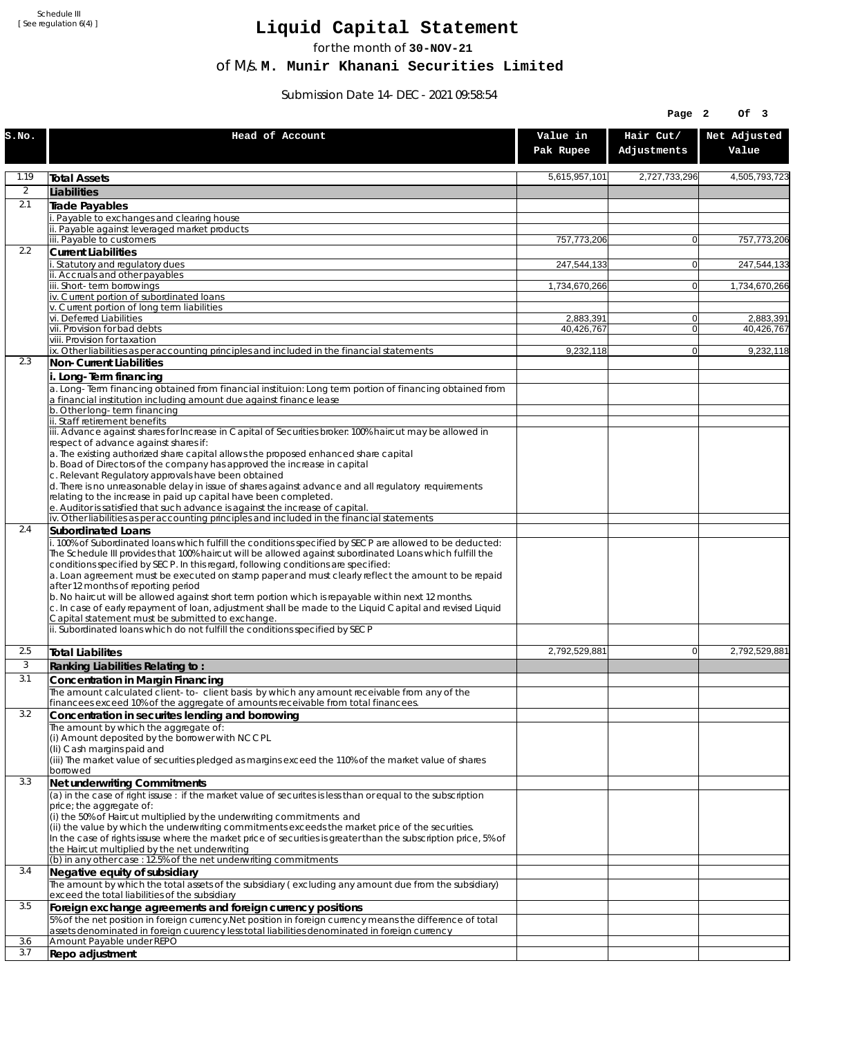Schedule III
[ See regulation 6(4) ]

# Liquid Capital Statement

for the month of **30-NOV-21**

of M/s. **M. Munir Khanani Securities Limited**

Submission Date 14-DEC-2021 09:58:54

| S.No. | Head of Account | Value in Pak Rupee | Hair Cut/ Adjustments | Net Adjusted Value |
|---|---|---|---|---|
| 1.19 | **Total Assets** | 5,615,957,101 | 2,727,733,296 | 4,505,793,723 |
| 2 | **Liabilities** | | | |
| 2.1 | **Trade Payables** | | | |
| | i. Payable to exchanges and clearing house | | | |
| | ii. Payable against leveraged market products | | | |
| | iii. Payable to customers | 757,773,206 | 0 | 757,773,206 |
| 2.2 | **Current Liabilities** | | | |
| | i. Statutory and regulatory dues | 247,544,133 | 0 | 247,544,133 |
| | ii. Accruals and other payables | | | |
| | iii. Short-term borrowings | 1,734,670,266 | 0 | 1,734,670,266 |
| | iv. Current portion of subordinated loans | | | |
| | v. Current portion of long term liabilities | | | |
| | vi. Deferred Liabilities | 2,883,391 | 0 | 2,883,391 |
| | vii. Provision for bad debts | 40,426,767 | 0 | 40,426,767 |
| | viii. Provision for taxation | | | |
| | ix. Other liabilities as per accounting principles and included in the financial statements | 9,232,118 | 0 | 9,232,118 |
| 2.3 | **Non-Current Liabilities** | | | |
| | **i. Long-Term financing** | | | |
| | a. Long-Term financing obtained from financial instituion: Long term portion of financing obtained from a financial institution including amount due against finance lease | | | |
| | b. Other long-term financing | | | |
| | ii. Staff retirement benefits | | | |
| | iii. Advance against shares for Increase in Capital of Securities broker: 100% haircut may be allowed in respect of advance against shares if:<br>a. The existing authorized share capital allows the proposed enhanced share capital<br>b. Boad of Directors of the company has approved the increase in capital<br>c. Relevant Regulatory approvals have been obtained<br>d. There is no unreasonable delay in issue of shares against advance and all regulatory requirements relating to the increase in paid up capital have been completed.<br>e. Auditor is satisfied that such advance is against the increase of capital. | | | |
| | iv. Other liabilities as per accounting principles and included in the financial statements | | | |
| 2.4 | **Subordinated Loans** | | | |
| | i. 100% of Subordinated loans which fulfill the conditions specified by SECP are allowed to be deducted: The Schedule III provides that 100% haircut will be allowed against subordinated Loans which fulfill the conditions specified by SECP. In this regard, following conditions are specified:<br>a. Loan agreement must be executed on stamp paper and must clearly reflect the amount to be repaid after 12 months of reporting period<br>b. No haircut will be allowed against short term portion which is repayable within next 12 months.<br>c. In case of early repayment of loan, adjustment shall be made to the Liquid Capital and revised Liquid Capital statement must be submitted to exchange. | | | |
| | ii. Subordinated loans which do not fulfill the conditions specified by SECP | | | |
| 2.5 | **Total Liabilites** | 2,792,529,881 | 0 | 2,792,529,881 |
| 3 | **Ranking Liabilities Relating to :** | | | |
| 3.1 | **Concentration in Margin Financing** | | | |
| | The amount calculated client-to- client basis by which any amount receivable from any of the financees exceed 10% of the aggregate of amounts receivable from total financees. | | | |
| 3.2 | **Concentration in securites lending and borrowing** | | | |
| | The amount by which the aggregate of:<br>(i) Amount deposited by the borrower with NCCPL<br>(Ii) Cash margins paid and<br>(iii) The market value of securities pledged as margins exceed the 110% of the market value of shares borrowed | | | |
| 3.3 | **Net underwriting Commitments** | | | |
| | (a) in the case of right issuse : if the market value of securites is less than or equal to the subscription price; the aggregate of:<br>(i) the 50% of Haircut multiplied by the underwriting commitments and<br>(ii) the value by which the underwriting commitments exceeds the market price of the securities.<br>In the case of rights issuse where the market price of securities is greater than the subscription price, 5% of the Haircut multiplied by the net underwriting | | | |
| | (b) in any other case : 12.5% of the net underwriting commitments | | | |
| 3.4 | **Negative equity of subsidiary** | | | |
| | The amount by which the total assets of the subsidiary ( excluding any amount due from the subsidiary) exceed the total liabilities of the subsidiary | | | |
| 3.5 | **Foreign exchange agreements and foreign currency positions** | | | |
| | 5% of the net position in foreign currency.Net position in foreign currency means the difference of total assets denominated in foreign cuurency less total liabilities denominated in foreign currency | | | |
| 3.6 | Amount Payable under REPO | | | |
| 3.7 | **Repo adjustment** | | | |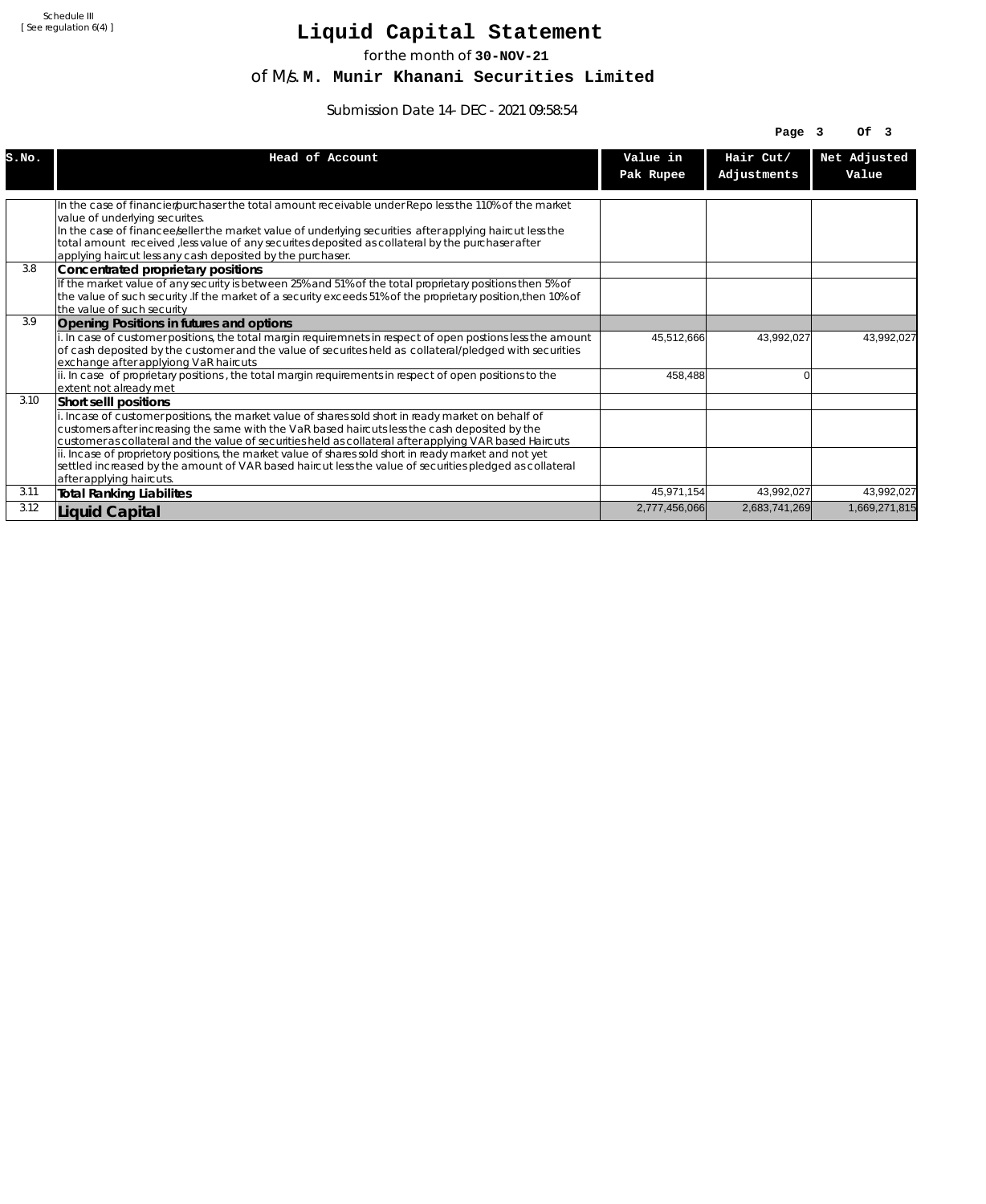Schedule III
[ See regulation 6(4) ]

# Liquid Capital Statement

for the month of **30-NOV-21**

of M/s. **M. Munir Khanani Securities Limited**

Submission Date 14-DEC-2021 09:58:54

| S.No. | Head of Account | Value in Pak Rupee | Hair Cut/ Adjustments | Net Adjusted Value |
|---|---|---|---|---|
| | In the case of financier/purchaser the total amount receivable under Repo less the 110% of the market value of underlying securites.<br>In the case of financee/seller the market value of underlying securities after applying haircut less the total amount received ,less value of any securites deposited as collateral by the purchaser after applying haircut less any cash deposited by the purchaser. | | | |
| 3.8 | **Concentrated proprietary positions** | | | |
| | If the market value of any security is between 25% and 51% of the total proprietary positions then 5% of the value of such security .If the market of a security exceeds 51% of the proprietary position,then 10% of the value of such security | | | |
| 3.9 | **Opening Positions in futures and options** | | | |
| | i. In case of customer positions, the total margin requiremnets in respect of open postions less the amount of cash deposited by the customer and the value of securites held as collateral/pledged with securities exchange after applyiong VaR haircuts | 45,512,666 | 43,992,027 | 43,992,027 |
| | ii. In case of proprietary positions , the total margin requirements in respect of open positions to the extent not already met | 458,488 | 0 | |
| 3.10 | **Short selll positions** | | | |
| | i. Incase of customer positions, the market value of shares sold short in ready market on behalf of customers after increasing the same with the VaR based haircuts less the cash deposited by the customer as collateral and the value of securities held as collateral after applying VAR based Haircuts | | | |
| | ii. Incase of proprietory positions, the market value of shares sold short in ready market and not yet settled increased by the amount of VAR based haircut less the value of securities pledged as collateral after applying haircuts. | | | |
| 3.11 | **Total Ranking Liabilites** | 45,971,154 | 43,992,027 | 43,992,027 |
| 3.12 | **Liquid Capital** | 2,777,456,066 | 2,683,741,269 | 1,669,271,815 |